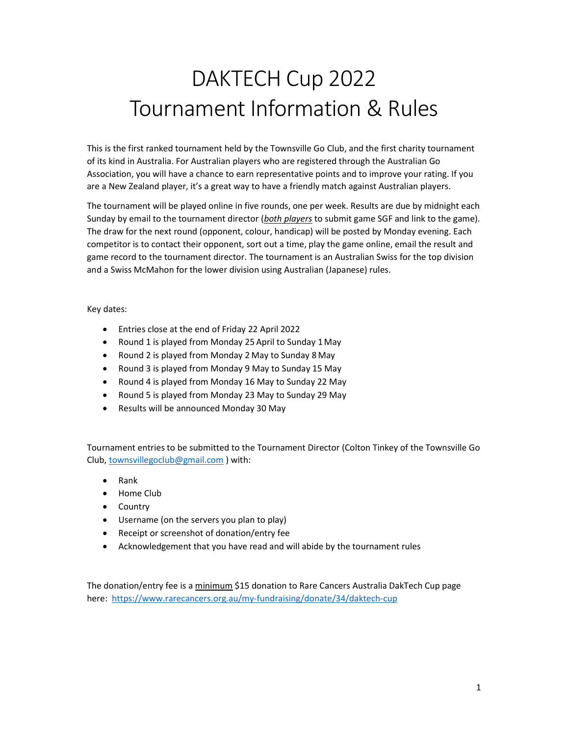# DAKTECH Cup 2022
# Tournament Information & Rules

This is the first ranked tournament held by the Townsville Go Club, and the first charity tournament of its kind in Australia. For Australian players who are registered through the Australian Go Association, you will have a chance to earn representative points and to improve your rating. If you are a New Zealand player, it's a great way to have a friendly match against Australian players.

The tournament will be played online in five rounds, one per week. Results are due by midnight each Sunday by email to the tournament director (*both players* to submit game SGF and link to the game). The draw for the next round (opponent, colour, handicap) will be posted by Monday evening. Each competitor is to contact their opponent, sort out a time, play the game online, email the result and game record to the tournament director. The tournament is an Australian Swiss for the top division and a Swiss McMahon for the lower division using Australian (Japanese) rules.

Key dates:

- Entries close at the end of Friday 22 April 2022
- Round 1 is played from Monday 25 April to Sunday 1 May
- Round 2 is played from Monday 2 May to Sunday 8 May
- Round 3 is played from Monday 9 May to Sunday 15 May
- Round 4 is played from Monday 16 May to Sunday 22 May
- Round 5 is played from Monday 23 May to Sunday 29 May
- Results will be announced Monday 30 May

Tournament entries to be submitted to the Tournament Director (Colton Tinkey of the Townsville Go Club, townsvillegoclub@gmail.com ) with:

- Rank
- Home Club
- Country
- Username (on the servers you plan to play)
- Receipt or screenshot of donation/entry fee
- Acknowledgement that you have read and will abide by the tournament rules

The donation/entry fee is a minimum $15 donation to Rare Cancers Australia DakTech Cup page here: https://www.rarecancers.org.au/my-fundraising/donate/34/daktech-cup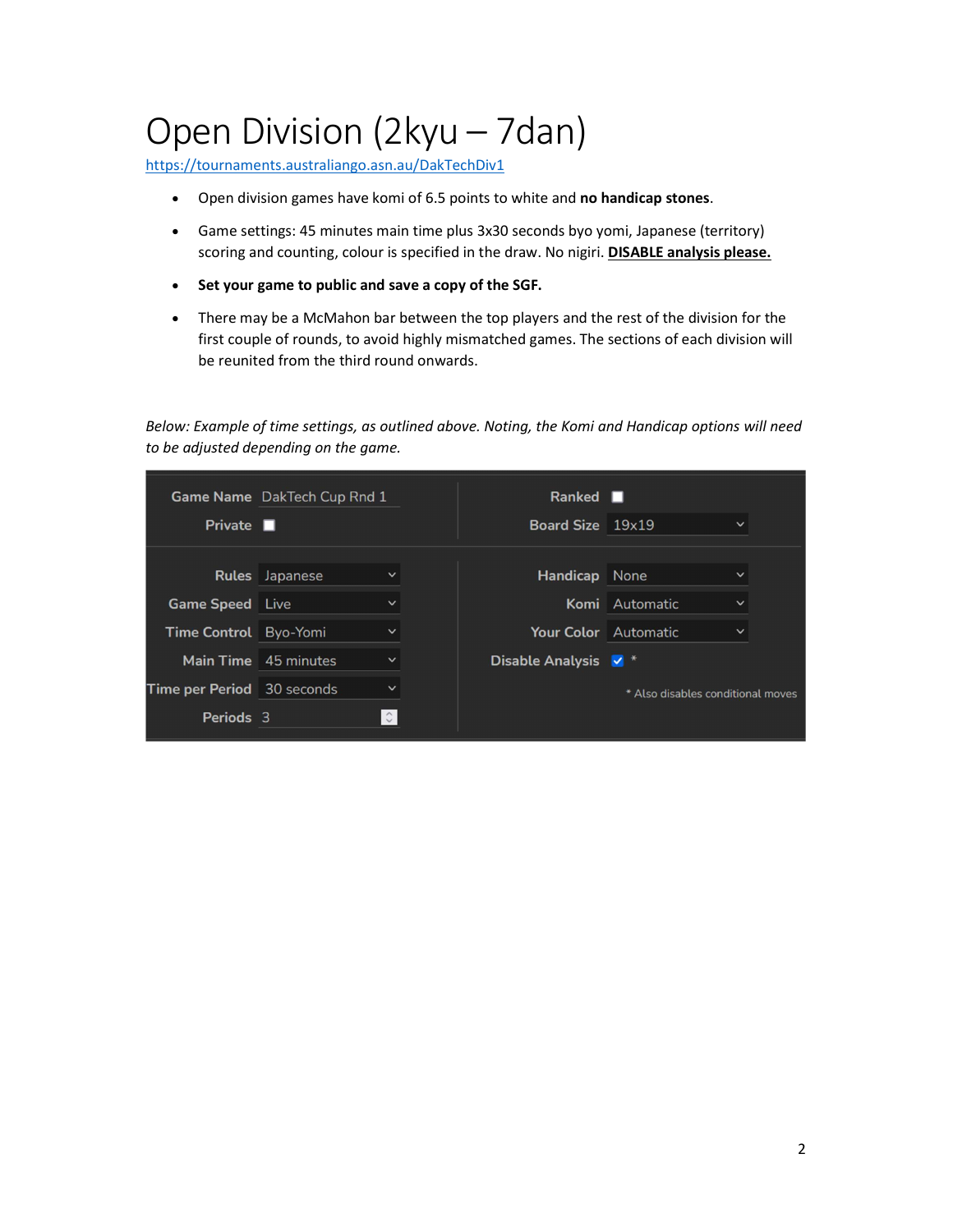# Open Division (2kyu – 7dan)

https://tournaments.australiango.asn.au/DakTechDiv1

- Open division games have komi of 6.5 points to white and **no handicap stones**.
- Game settings: 45 minutes main time plus 3x30 seconds byo yomi, Japanese (territory) scoring and counting, colour is specified in the draw. No nigiri. **DISABLE analysis please.**
- **Set your game to public and save a copy of the SGF.**
- There may be a McMahon bar between the top players and the rest of the division for the first couple of rounds, to avoid highly mismatched games. The sections of each division will be reunited from the third round onwards.

*Below: Example of time settings, as outlined above. Noting, the Komi and Handicap options will need to be adjusted depending on the game.*

| Setting | Value | Setting | Value |
|---|---|---|---|
| Game Name | DakTech Cup Rnd 1 | Ranked | ☐ |
| Private | ☐ | Board Size | 19x19 |
| Rules | Japanese | Handicap | None |
| Game Speed | Live | Komi | Automatic |
| Time Control | Byo-Yomi | Your Color | Automatic |
| Main Time | 45 minutes | Disable Analysis | ☑ * |
| Time per Period | 30 seconds | | * Also disables conditional moves |
| Periods | 3 | | |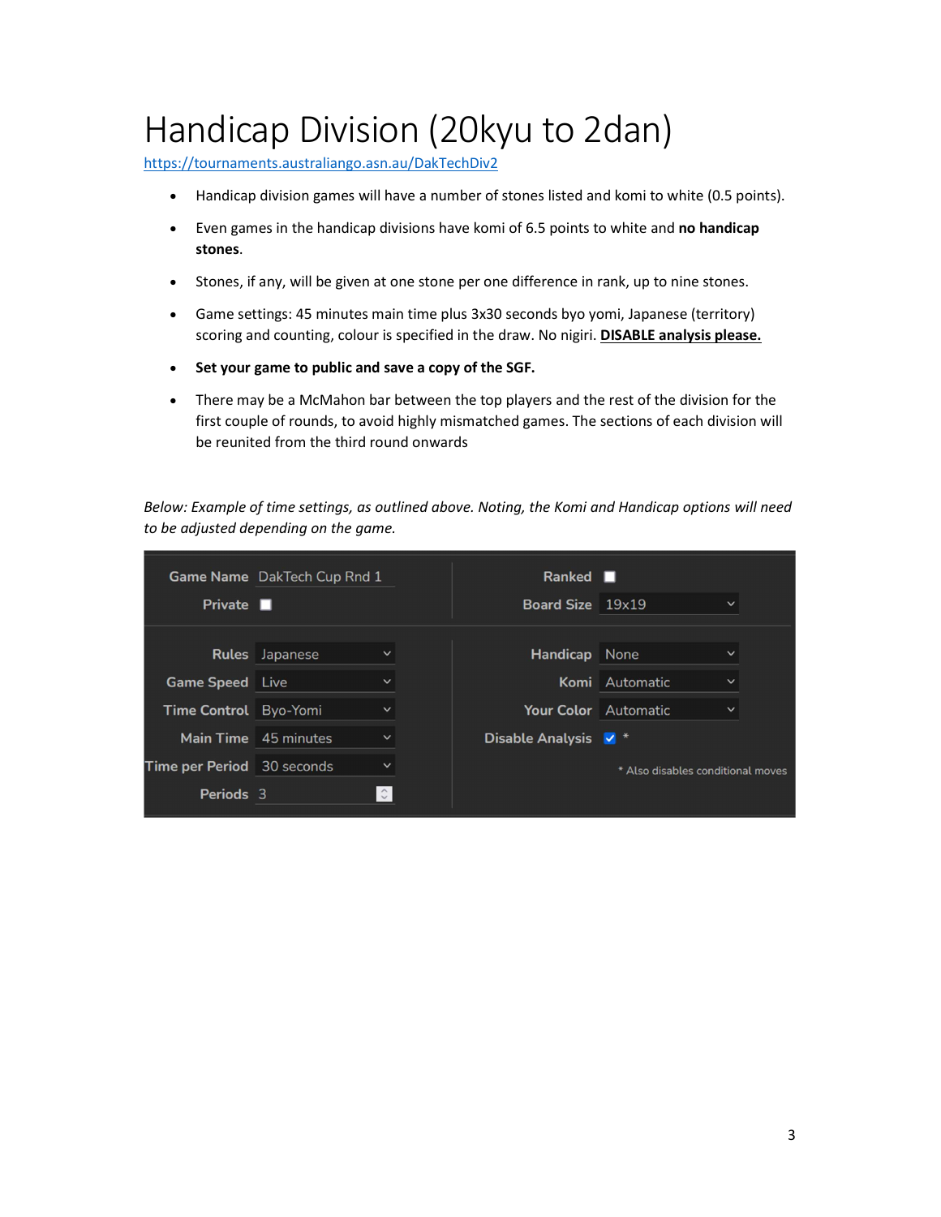# Handicap Division (20kyu to 2dan)

https://tournaments.australiango.asn.au/DakTechDiv2

- Handicap division games will have a number of stones listed and komi to white (0.5 points).
- Even games in the handicap divisions have komi of 6.5 points to white and **no handicap stones**.
- Stones, if any, will be given at one stone per one difference in rank, up to nine stones.
- Game settings: 45 minutes main time plus 3x30 seconds byo yomi, Japanese (territory) scoring and counting, colour is specified in the draw. No nigiri. **DISABLE analysis please.**
- **Set your game to public and save a copy of the SGF.**
- There may be a McMahon bar between the top players and the rest of the division for the first couple of rounds, to avoid highly mismatched games. The sections of each division will be reunited from the third round onwards

*Below: Example of time settings, as outlined above. Noting, the Komi and Handicap options will need to be adjusted depending on the game.*

| Setting | Value | Setting | Value |
|---|---|---|---|
| Game Name | DakTech Cup Rnd 1 | Ranked | ☐ |
| Private | ☐ | Board Size | 19x19 |
| Rules | Japanese | Handicap | None |
| Game Speed | Live | Komi | Automatic |
| Time Control | Byo-Yomi | Your Color | Automatic |
| Main Time | 45 minutes | Disable Analysis | ☑ * |
| Time per Period | 30 seconds | | * Also disables conditional moves |
| Periods | 3 | | |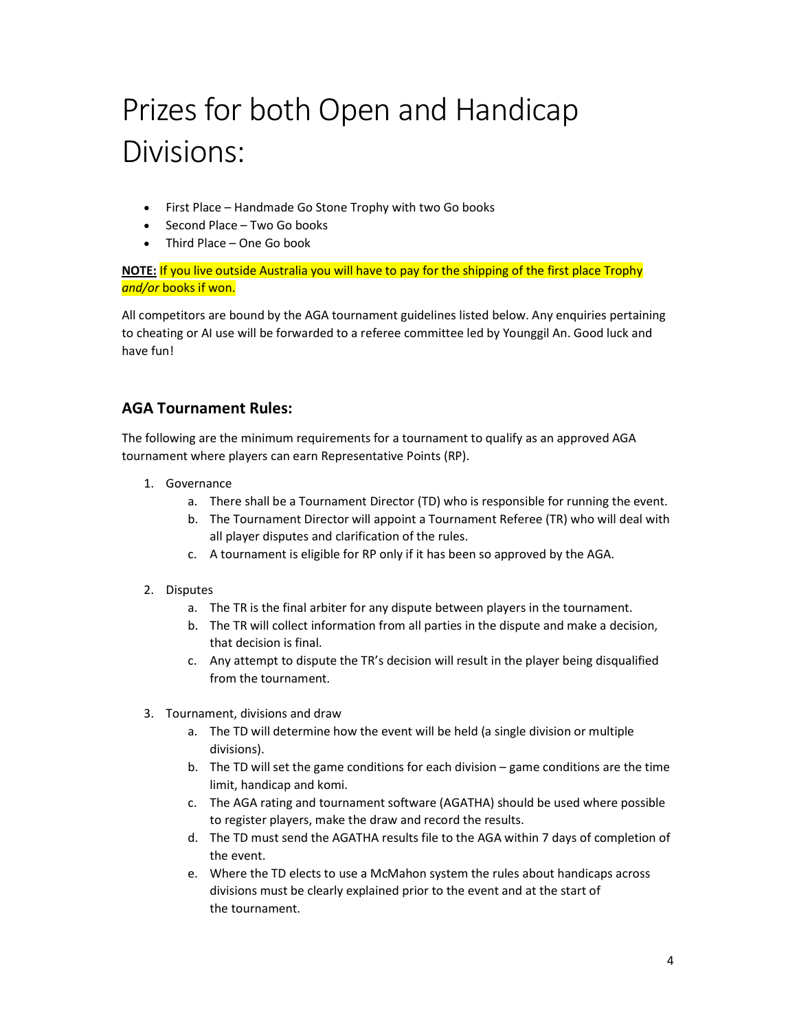# Prizes for both Open and Handicap Divisions:

- First Place – Handmade Go Stone Trophy with two Go books
- Second Place – Two Go books
- Third Place – One Go book

**NOTE:** If you live outside Australia you will have to pay for the shipping of the first place Trophy *and/or* books if won.

All competitors are bound by the AGA tournament guidelines listed below. Any enquiries pertaining to cheating or AI use will be forwarded to a referee committee led by Younggil An. Good luck and have fun!

## AGA Tournament Rules:

The following are the minimum requirements for a tournament to qualify as an approved AGA tournament where players can earn Representative Points (RP).

1. Governance
   a. There shall be a Tournament Director (TD) who is responsible for running the event.
   b. The Tournament Director will appoint a Tournament Referee (TR) who will deal with all player disputes and clarification of the rules.
   c. A tournament is eligible for RP only if it has been so approved by the AGA.

2. Disputes
   a. The TR is the final arbiter for any dispute between players in the tournament.
   b. The TR will collect information from all parties in the dispute and make a decision, that decision is final.
   c. Any attempt to dispute the TR's decision will result in the player being disqualified from the tournament.

3. Tournament, divisions and draw
   a. The TD will determine how the event will be held (a single division or multiple divisions).
   b. The TD will set the game conditions for each division – game conditions are the time limit, handicap and komi.
   c. The AGA rating and tournament software (AGATHA) should be used where possible to register players, make the draw and record the results.
   d. The TD must send the AGATHA results file to the AGA within 7 days of completion of the event.
   e. Where the TD elects to use a McMahon system the rules about handicaps across divisions must be clearly explained prior to the event and at the start of the tournament.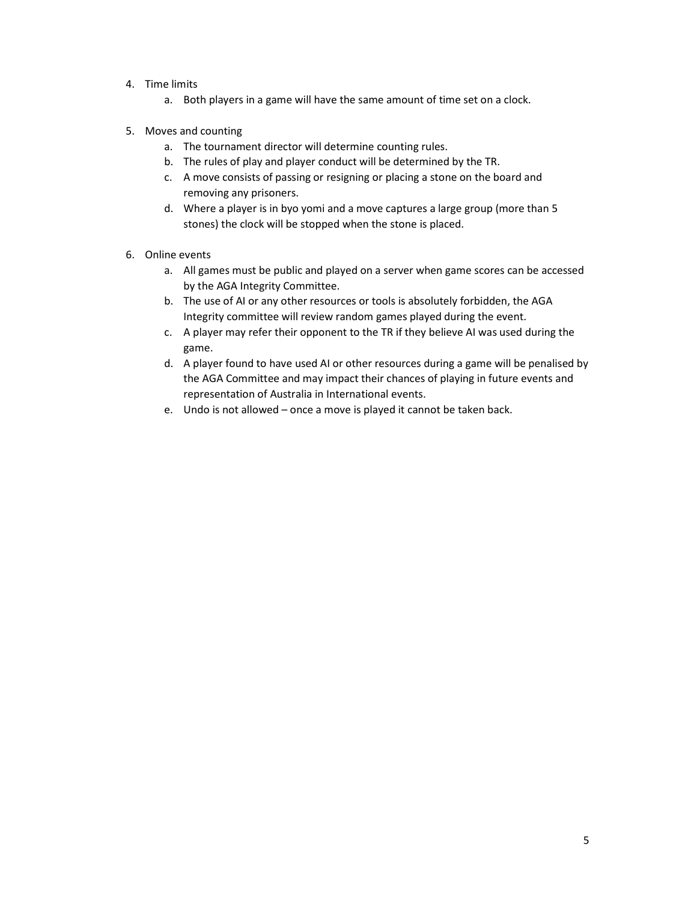4. Time limits
    a. Both players in a game will have the same amount of time set on a clock.

5. Moves and counting
    a. The tournament director will determine counting rules.
    b. The rules of play and player conduct will be determined by the TR.
    c. A move consists of passing or resigning or placing a stone on the board and removing any prisoners.
    d. Where a player is in byo yomi and a move captures a large group (more than 5 stones) the clock will be stopped when the stone is placed.

6. Online events
    a. All games must be public and played on a server when game scores can be accessed by the AGA Integrity Committee.
    b. The use of AI or any other resources or tools is absolutely forbidden, the AGA Integrity committee will review random games played during the event.
    c. A player may refer their opponent to the TR if they believe AI was used during the game.
    d. A player found to have used AI or other resources during a game will be penalised by the AGA Committee and may impact their chances of playing in future events and representation of Australia in International events.
    e. Undo is not allowed – once a move is played it cannot be taken back.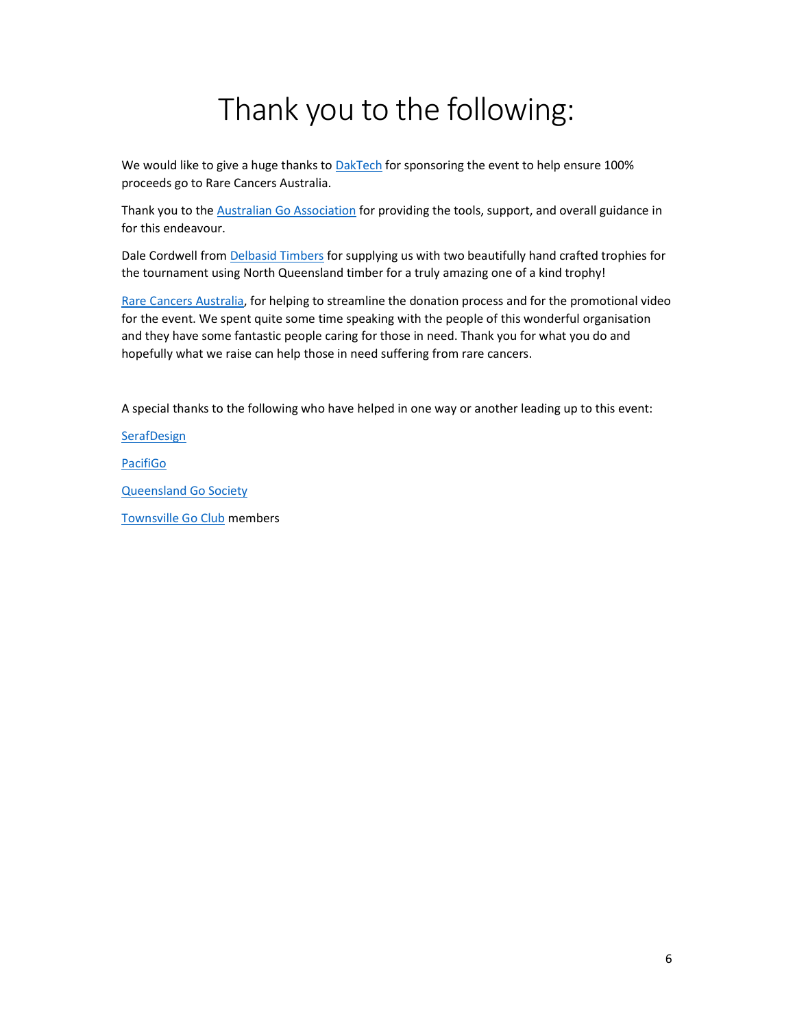# Thank you to the following:

We would like to give a huge thanks to DakTech for sponsoring the event to help ensure 100% proceeds go to Rare Cancers Australia.

Thank you to the Australian Go Association for providing the tools, support, and overall guidance in for this endeavour.

Dale Cordwell from Delbasid Timbers for supplying us with two beautifully hand crafted trophies for the tournament using North Queensland timber for a truly amazing one of a kind trophy!

Rare Cancers Australia, for helping to streamline the donation process and for the promotional video for the event. We spent quite some time speaking with the people of this wonderful organisation and they have some fantastic people caring for those in need. Thank you for what you do and hopefully what we raise can help those in need suffering from rare cancers.

A special thanks to the following who have helped in one way or another leading up to this event:

SerafDesign

PacifiGo

Queensland Go Society

Townsville Go Club members